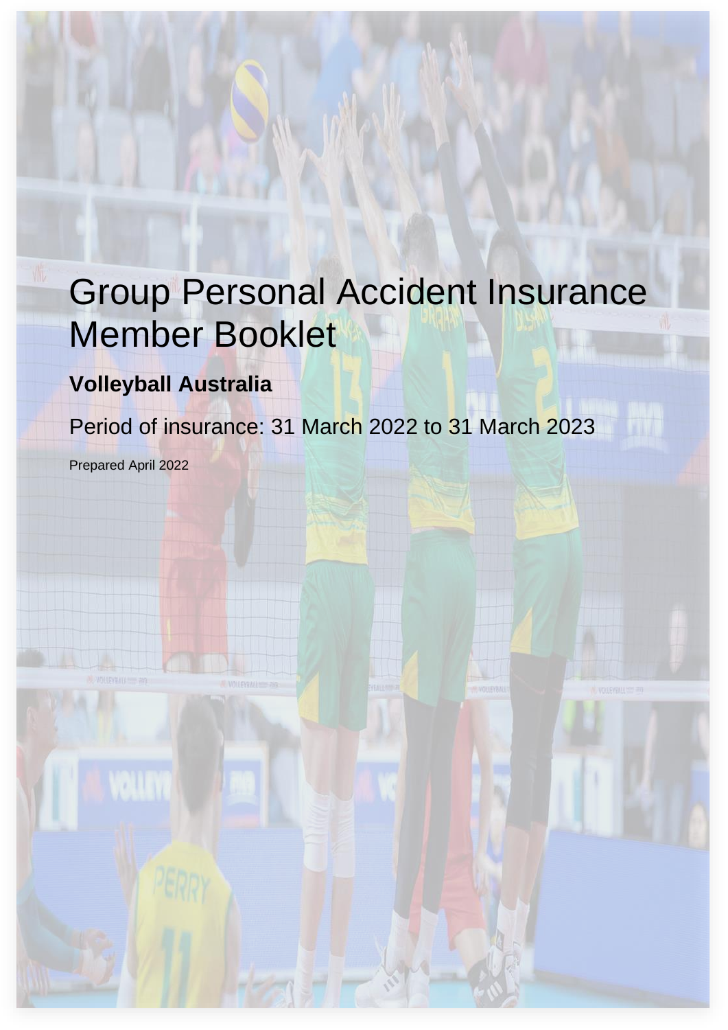# Group Personal Accident Insurance Member Booklet

**Volleyball Australia**

Period of insurance: 31 March 2022 to 31 March 2023

Prepared April 2022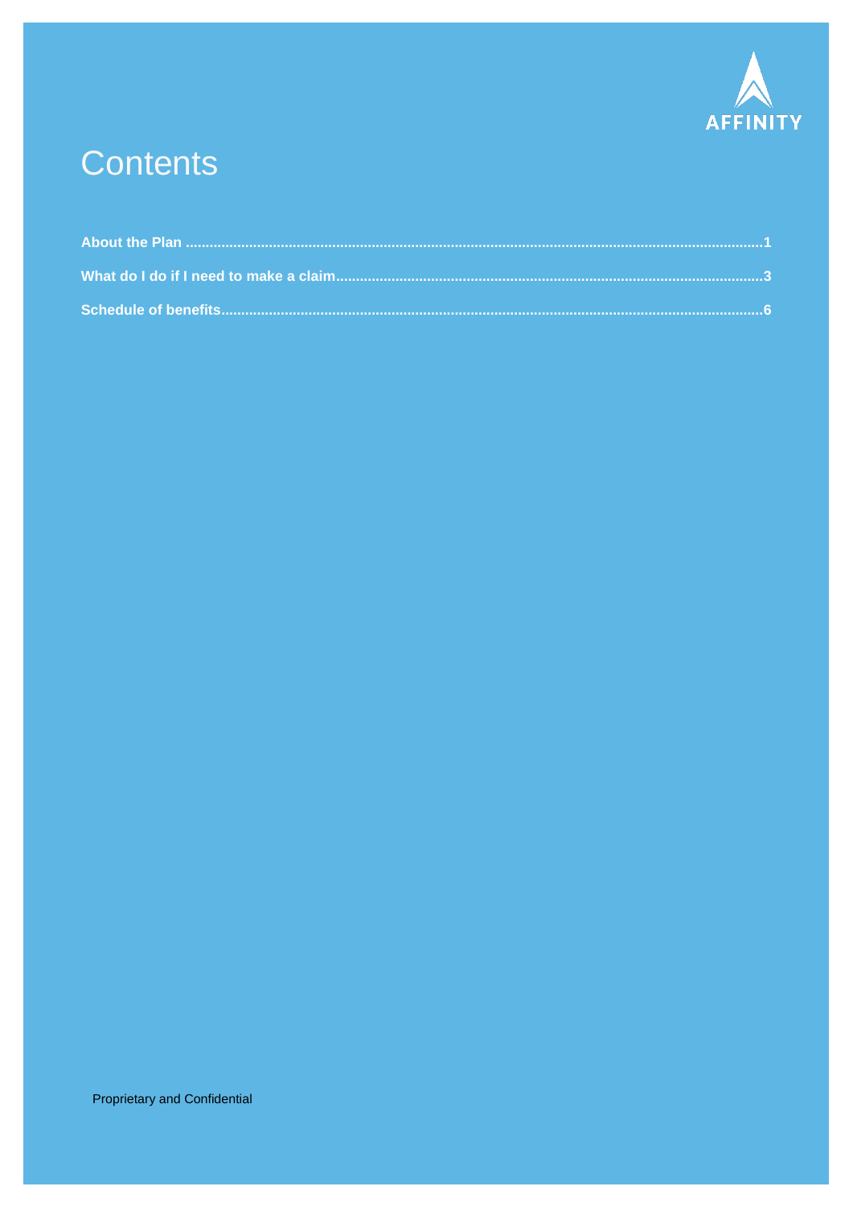AFFINITY

# Contents

**About the Plan** ........................................ **1**

**What do I do if I need to make a claim** ........................................ **3**

**Schedule of benefits** ........................................ **6**

Proprietary and Confidential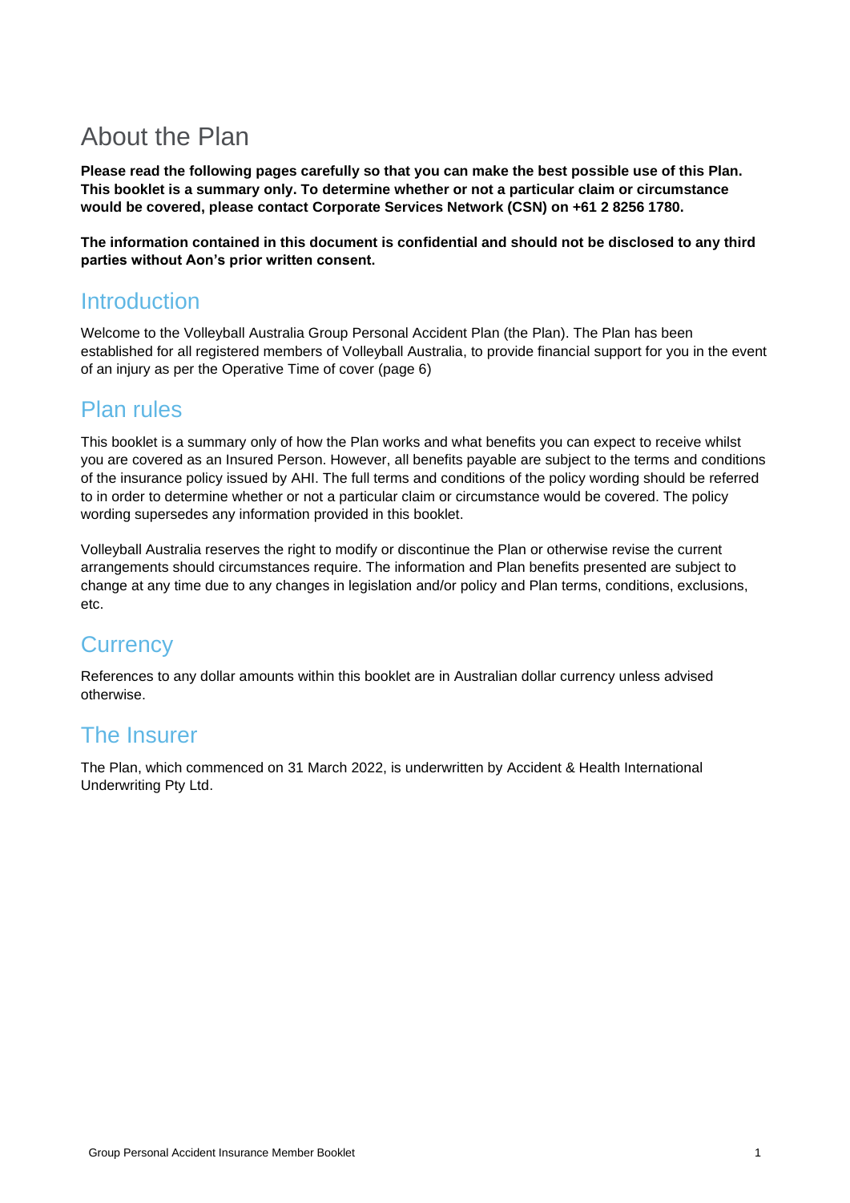# About the Plan

**Please read the following pages carefully so that you can make the best possible use of this Plan. This booklet is a summary only. To determine whether or not a particular claim or circumstance would be covered, please contact Corporate Services Network (CSN) on +61 2 8256 1780.**

**The information contained in this document is confidential and should not be disclosed to any third parties without Aon's prior written consent.**

## Introduction

Welcome to the Volleyball Australia Group Personal Accident Plan (the Plan). The Plan has been established for all registered members of Volleyball Australia, to provide financial support for you in the event of an injury as per the Operative Time of cover (page 6)

## Plan rules

This booklet is a summary only of how the Plan works and what benefits you can expect to receive whilst you are covered as an Insured Person. However, all benefits payable are subject to the terms and conditions of the insurance policy issued by AHI. The full terms and conditions of the policy wording should be referred to in order to determine whether or not a particular claim or circumstance would be covered. The policy wording supersedes any information provided in this booklet.

Volleyball Australia reserves the right to modify or discontinue the Plan or otherwise revise the current arrangements should circumstances require. The information and Plan benefits presented are subject to change at any time due to any changes in legislation and/or policy and Plan terms, conditions, exclusions, etc.

## Currency

References to any dollar amounts within this booklet are in Australian dollar currency unless advised otherwise.

## The Insurer

The Plan, which commenced on 31 March 2022, is underwritten by Accident & Health International Underwriting Pty Ltd.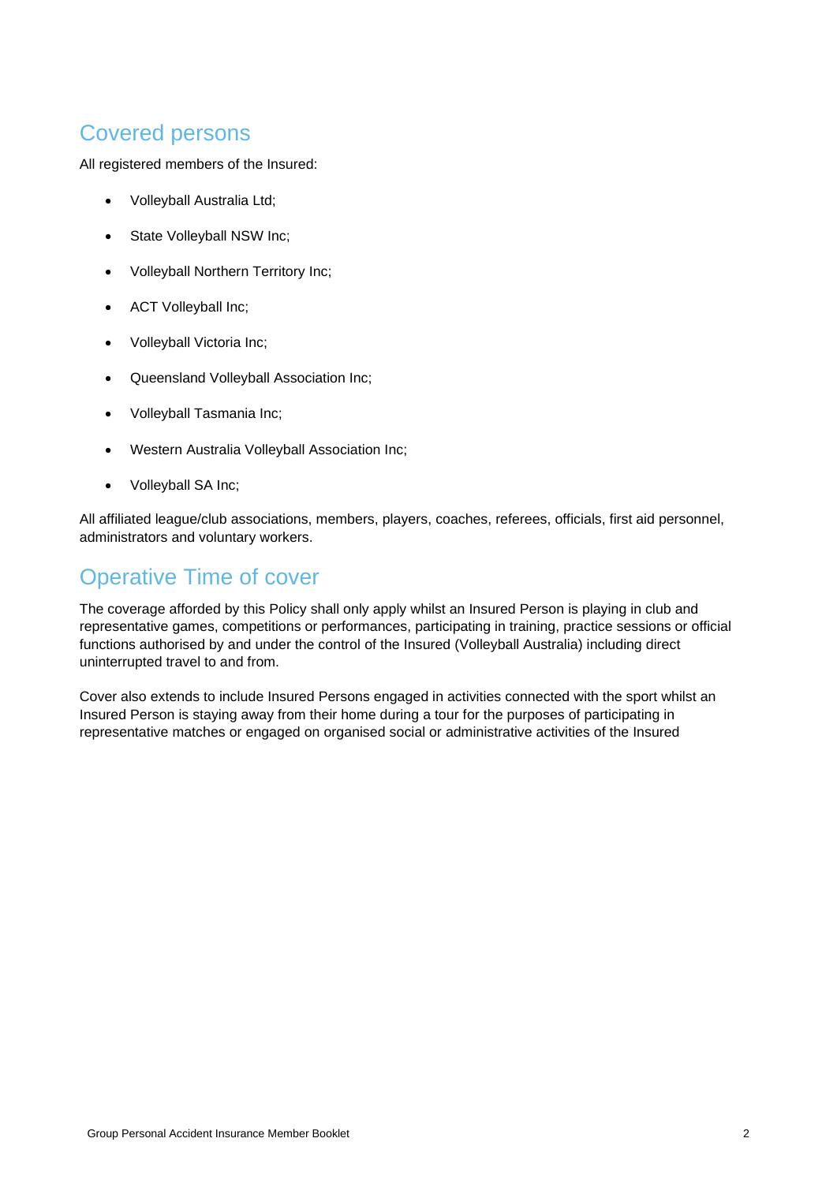## Covered persons

All registered members of the Insured:

- Volleyball Australia Ltd;
- State Volleyball NSW Inc;
- Volleyball Northern Territory Inc;
- ACT Volleyball Inc;
- Volleyball Victoria Inc;
- Queensland Volleyball Association Inc;
- Volleyball Tasmania Inc;
- Western Australia Volleyball Association Inc;
- Volleyball SA Inc;

All affiliated league/club associations, members, players, coaches, referees, officials, first aid personnel, administrators and voluntary workers.

## Operative Time of cover

The coverage afforded by this Policy shall only apply whilst an Insured Person is playing in club and representative games, competitions or performances, participating in training, practice sessions or official functions authorised by and under the control of the Insured (Volleyball Australia) including direct uninterrupted travel to and from.

Cover also extends to include Insured Persons engaged in activities connected with the sport whilst an Insured Person is staying away from their home during a tour for the purposes of participating in representative matches or engaged on organised social or administrative activities of the Insured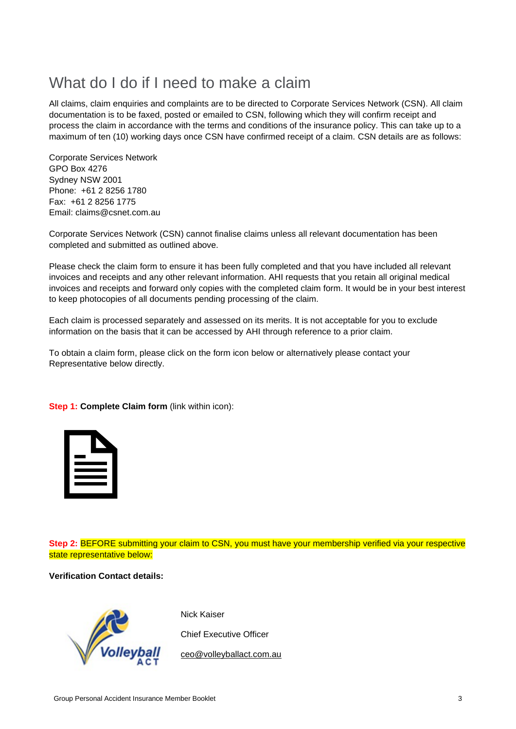# What do I do if I need to make a claim

All claims, claim enquiries and complaints are to be directed to Corporate Services Network (CSN). All claim documentation is to be faxed, posted or emailed to CSN, following which they will confirm receipt and process the claim in accordance with the terms and conditions of the insurance policy. This can take up to a maximum of ten (10) working days once CSN have confirmed receipt of a claim. CSN details are as follows:

Corporate Services Network
GPO Box 4276
Sydney NSW 2001
Phone: +61 2 8256 1780
Fax: +61 2 8256 1775
Email: claims@csnet.com.au

Corporate Services Network (CSN) cannot finalise claims unless all relevant documentation has been completed and submitted as outlined above.

Please check the claim form to ensure it has been fully completed and that you have included all relevant invoices and receipts and any other relevant information. AHI requests that you retain all original medical invoices and receipts and forward only copies with the completed claim form. It would be in your best interest to keep photocopies of all documents pending processing of the claim.

Each claim is processed separately and assessed on its merits. It is not acceptable for you to exclude information on the basis that it can be accessed by AHI through reference to a prior claim.

To obtain a claim form, please click on the form icon below or alternatively please contact your Representative below directly.

**Step 1: Complete Claim form** (link within icon):

**Step 2:** BEFORE submitting your claim to CSN, you must have your membership verified via your respective state representative below:

**Verification Contact details:**

Nick Kaiser

Chief Executive Officer

ceo@volleyballact.com.au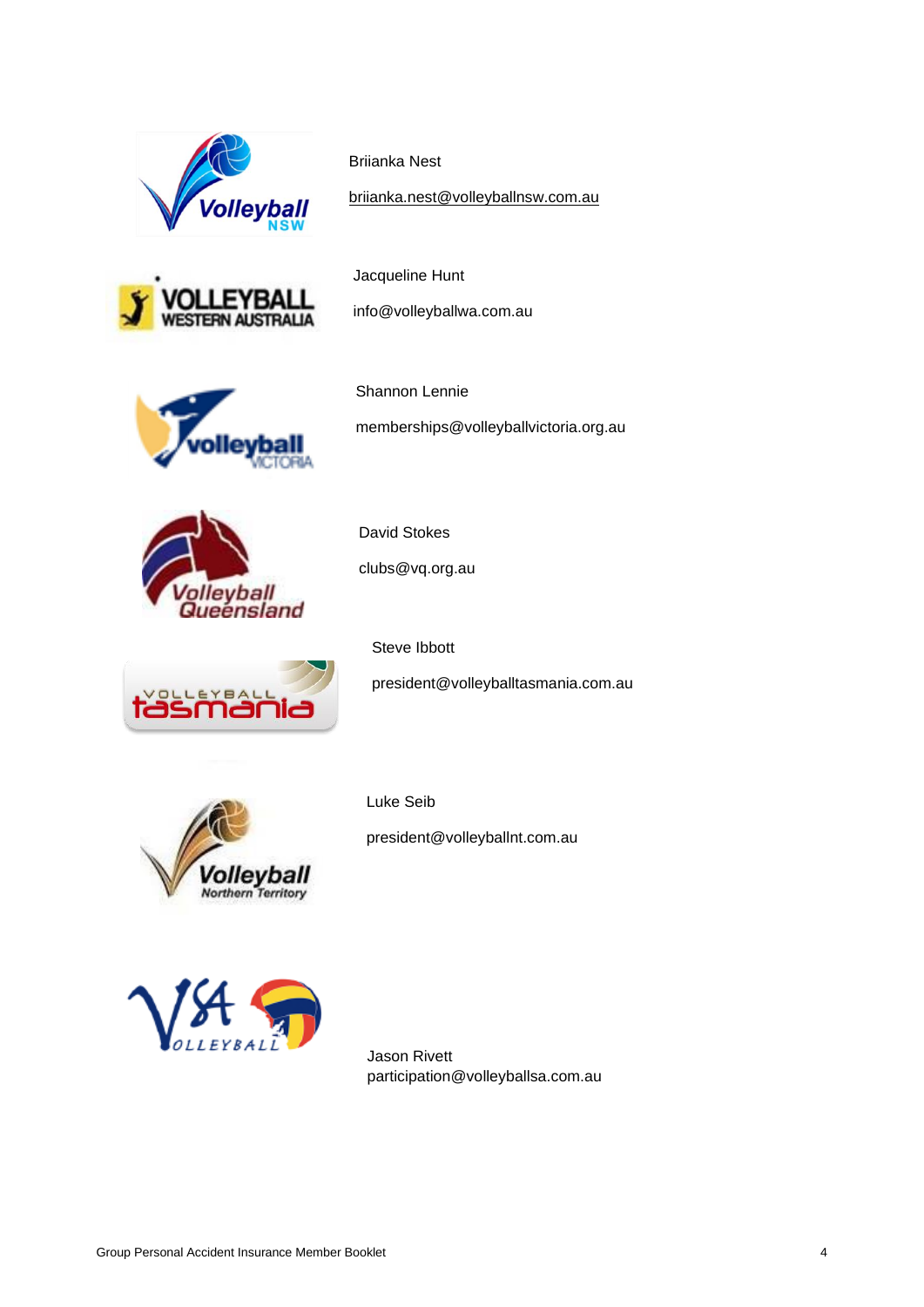Briianka Nest

briianka.nest@volleyballnsw.com.au

Jacqueline Hunt

info@volleyballwa.com.au

Shannon Lennie

memberships@volleyballvictoria.org.au

David Stokes

clubs@vq.org.au

Steve Ibbott

president@volleyballtasmania.com.au

Luke Seib

president@volleyballnt.com.au

Jason Rivett
participation@volleyballsa.com.au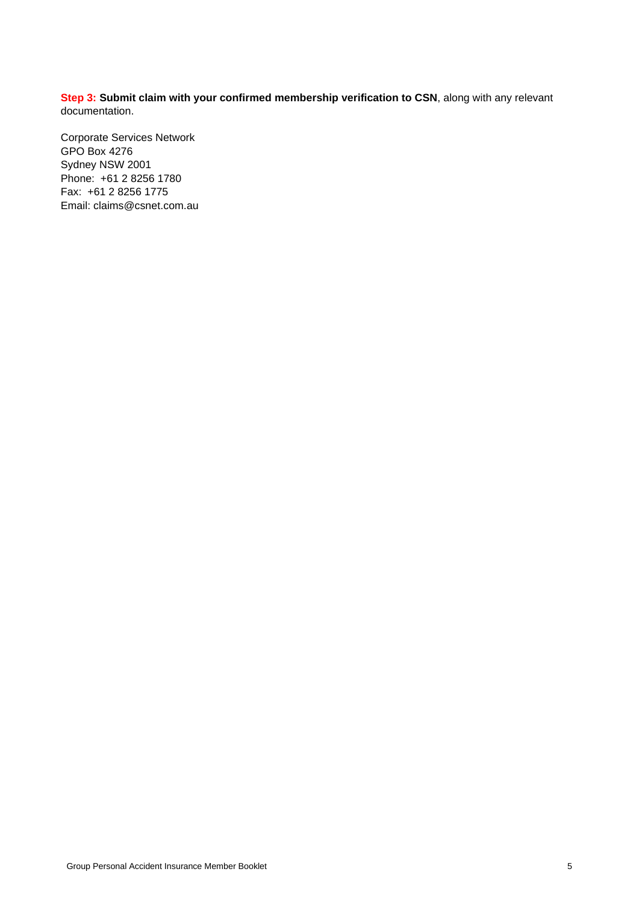**Step 3: Submit claim with your confirmed membership verification to CSN**, along with any relevant documentation.

Corporate Services Network  
GPO Box 4276  
Sydney NSW 2001  
Phone: +61 2 8256 1780  
Fax: +61 2 8256 1775  
Email: claims@csnet.com.au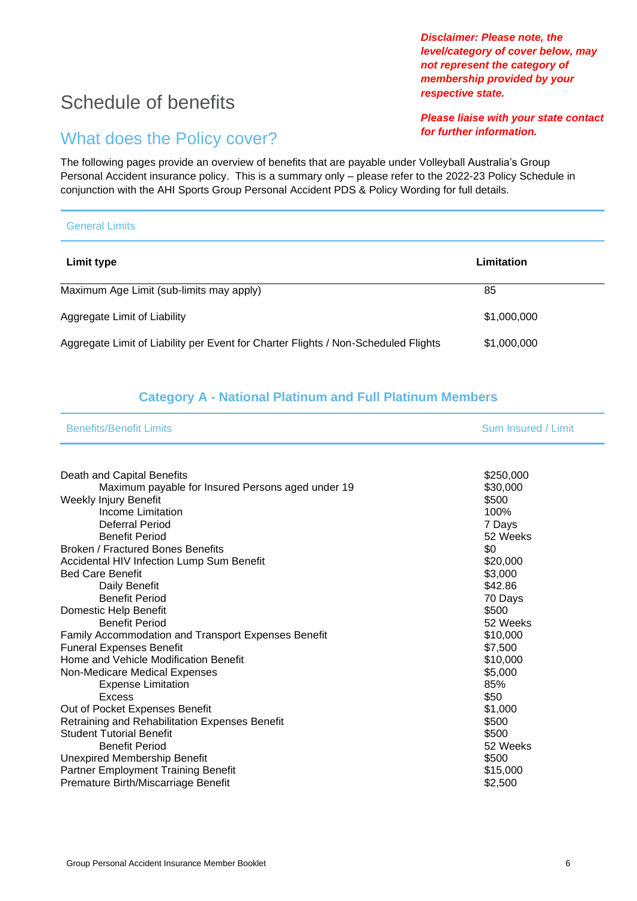***Disclaimer: Please note, the level/category of cover below, may not represent the category of membership provided by your respective state.***

***Please liaise with your state contact for further information.***

# Schedule of benefits

## What does the Policy cover?

The following pages provide an overview of benefits that are payable under Volleyball Australia's Group Personal Accident insurance policy. This is a summary only – please refer to the 2022-23 Policy Schedule in conjunction with the AHI Sports Group Personal Accident PDS & Policy Wording for full details.

### General Limits

| Limit type | Limitation |
|---|---|
| Maximum Age Limit (sub-limits may apply) | 85 |
| Aggregate Limit of Liability | $1,000,000 |
| Aggregate Limit of Liability per Event for Charter Flights / Non-Scheduled Flights | $1,000,000 |

### Category A - National Platinum and Full Platinum Members

| Benefits/Benefit Limits | Sum Insured / Limit |
|---|---|
| Death and Capital Benefits | $250,000 |
| Maximum payable for Insured Persons aged under 19 | $30,000 |
| Weekly Injury Benefit | $500 |
| Income Limitation | 100% |
| Deferral Period | 7 Days |
| Benefit Period | 52 Weeks |
| Broken / Fractured Bones Benefits | $0 |
| Accidental HIV Infection Lump Sum Benefit | $20,000 |
| Bed Care Benefit | $3,000 |
| Daily Benefit | $42.86 |
| Benefit Period | 70 Days |
| Domestic Help Benefit | $500 |
| Benefit Period | 52 Weeks |
| Family Accommodation and Transport Expenses Benefit | $10,000 |
| Funeral Expenses Benefit | $7,500 |
| Home and Vehicle Modification Benefit | $10,000 |
| Non-Medicare Medical Expenses | $5,000 |
| Expense Limitation | 85% |
| Excess | $50 |
| Out of Pocket Expenses Benefit | $1,000 |
| Retraining and Rehabilitation Expenses Benefit | $500 |
| Student Tutorial Benefit | $500 |
| Benefit Period | 52 Weeks |
| Unexpired Membership Benefit | $500 |
| Partner Employment Training Benefit | $15,000 |
| Premature Birth/Miscarriage Benefit | $2,500 |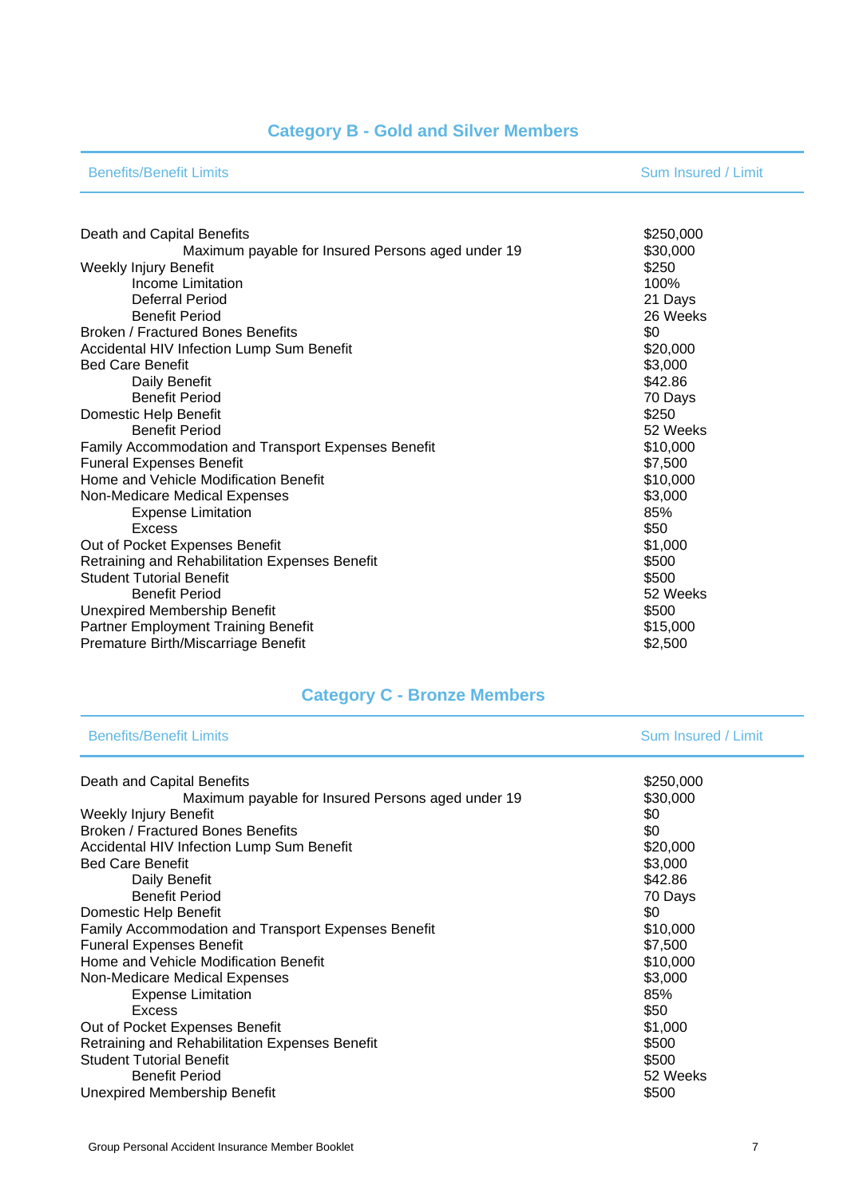## Category B - Gold and Silver Members

| Benefits/Benefit Limits | Sum Insured / Limit |
|---|---|
| Death and Capital Benefits | $250,000 |
| Maximum payable for Insured Persons aged under 19 | $30,000 |
| Weekly Injury Benefit | $250 |
| Income Limitation | 100% |
| Deferral Period | 21 Days |
| Benefit Period | 26 Weeks |
| Broken / Fractured Bones Benefits | $0 |
| Accidental HIV Infection Lump Sum Benefit | $20,000 |
| Bed Care Benefit | $3,000 |
| Daily Benefit | $42.86 |
| Benefit Period | 70 Days |
| Domestic Help Benefit | $250 |
| Benefit Period | 52 Weeks |
| Family Accommodation and Transport Expenses Benefit | $10,000 |
| Funeral Expenses Benefit | $7,500 |
| Home and Vehicle Modification Benefit | $10,000 |
| Non-Medicare Medical Expenses | $3,000 |
| Expense Limitation | 85% |
| Excess | $50 |
| Out of Pocket Expenses Benefit | $1,000 |
| Retraining and Rehabilitation Expenses Benefit | $500 |
| Student Tutorial Benefit | $500 |
| Benefit Period | 52 Weeks |
| Unexpired Membership Benefit | $500 |
| Partner Employment Training Benefit | $15,000 |
| Premature Birth/Miscarriage Benefit | $2,500 |

## Category C - Bronze Members

| Benefits/Benefit Limits | Sum Insured / Limit |
|---|---|
| Death and Capital Benefits | $250,000 |
| Maximum payable for Insured Persons aged under 19 | $30,000 |
| Weekly Injury Benefit | $0 |
| Broken / Fractured Bones Benefits | $0 |
| Accidental HIV Infection Lump Sum Benefit | $20,000 |
| Bed Care Benefit | $3,000 |
| Daily Benefit | $42.86 |
| Benefit Period | 70 Days |
| Domestic Help Benefit | $0 |
| Family Accommodation and Transport Expenses Benefit | $10,000 |
| Funeral Expenses Benefit | $7,500 |
| Home and Vehicle Modification Benefit | $10,000 |
| Non-Medicare Medical Expenses | $3,000 |
| Expense Limitation | 85% |
| Excess | $50 |
| Out of Pocket Expenses Benefit | $1,000 |
| Retraining and Rehabilitation Expenses Benefit | $500 |
| Student Tutorial Benefit | $500 |
| Benefit Period | 52 Weeks |
| Unexpired Membership Benefit | $500 |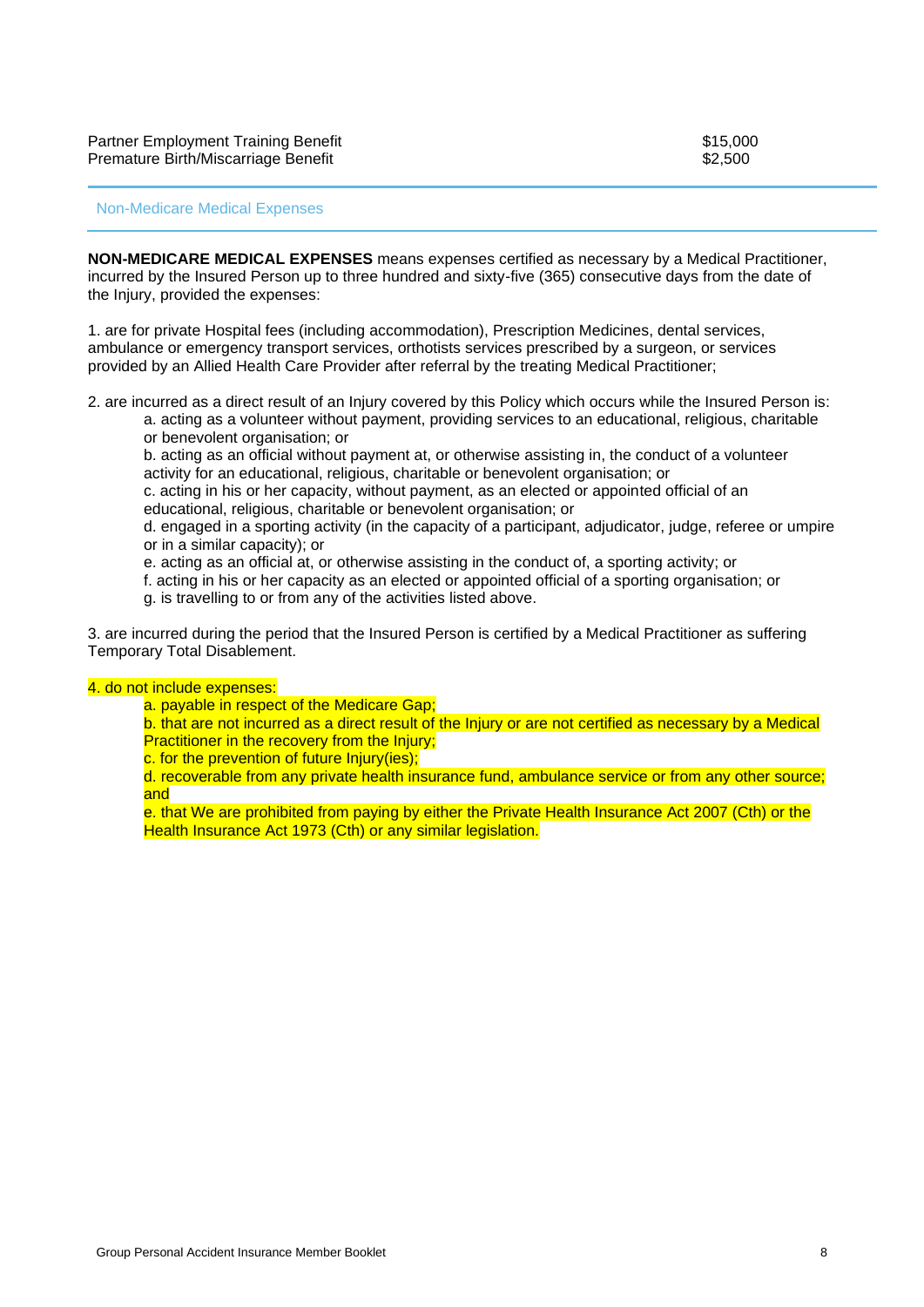| | |
|---|---|
| Partner Employment Training Benefit | $15,000 |
| Premature Birth/Miscarriage Benefit | $2,500 |

## Non-Medicare Medical Expenses

**NON-MEDICARE MEDICAL EXPENSES** means expenses certified as necessary by a Medical Practitioner, incurred by the Insured Person up to three hundred and sixty-five (365) consecutive days from the date of the Injury, provided the expenses:

1. are for private Hospital fees (including accommodation), Prescription Medicines, dental services, ambulance or emergency transport services, orthotists services prescribed by a surgeon, or services provided by an Allied Health Care Provider after referral by the treating Medical Practitioner;

2. are incurred as a direct result of an Injury covered by this Policy which occurs while the Insured Person is:
   a. acting as a volunteer without payment, providing services to an educational, religious, charitable or benevolent organisation; or
   b. acting as an official without payment at, or otherwise assisting in, the conduct of a volunteer activity for an educational, religious, charitable or benevolent organisation; or
   c. acting in his or her capacity, without payment, as an elected or appointed official of an educational, religious, charitable or benevolent organisation; or
   d. engaged in a sporting activity (in the capacity of a participant, adjudicator, judge, referee or umpire or in a similar capacity); or
   e. acting as an official at, or otherwise assisting in the conduct of, a sporting activity; or
   f. acting in his or her capacity as an elected or appointed official of a sporting organisation; or
   g. is travelling to or from any of the activities listed above.

3. are incurred during the period that the Insured Person is certified by a Medical Practitioner as suffering Temporary Total Disablement.

4. do not include expenses:
   a. payable in respect of the Medicare Gap;
   b. that are not incurred as a direct result of the Injury or are not certified as necessary by a Medical Practitioner in the recovery from the Injury;
   c. for the prevention of future Injury(ies);
   d. recoverable from any private health insurance fund, ambulance service or from any other source; and
   e. that We are prohibited from paying by either the Private Health Insurance Act 2007 (Cth) or the Health Insurance Act 1973 (Cth) or any similar legislation.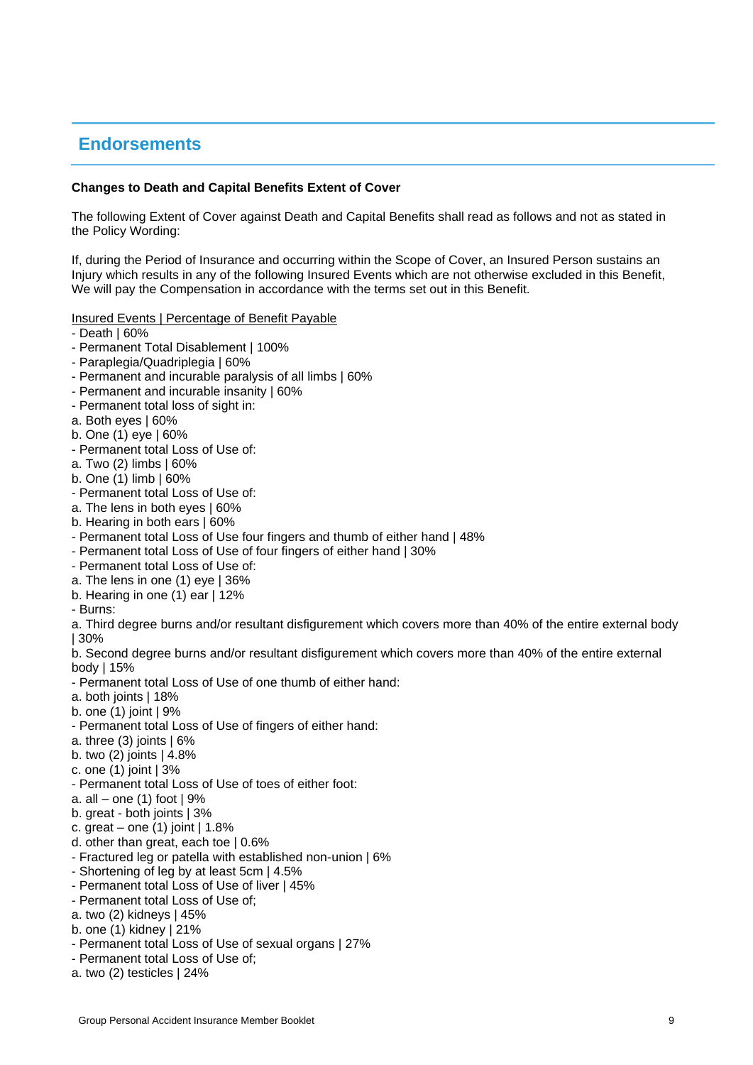## Endorsements

**Changes to Death and Capital Benefits Extent of Cover**

The following Extent of Cover against Death and Capital Benefits shall read as follows and not as stated in the Policy Wording:

If, during the Period of Insurance and occurring within the Scope of Cover, an Insured Person sustains an Injury which results in any of the following Insured Events which are not otherwise excluded in this Benefit, We will pay the Compensation in accordance with the terms set out in this Benefit.

<u>Insured Events | Percentage of Benefit Payable</u>

- Death | 60%
- Permanent Total Disablement | 100%
- Paraplegia/Quadriplegia | 60%
- Permanent and incurable paralysis of all limbs | 60%
- Permanent and incurable insanity | 60%
- Permanent total loss of sight in:

a. Both eyes | 60%
b. One (1) eye | 60%

- Permanent total Loss of Use of:

a. Two (2) limbs | 60%
b. One (1) limb | 60%

- Permanent total Loss of Use of:

a. The lens in both eyes | 60%
b. Hearing in both ears | 60%

- Permanent total Loss of Use four fingers and thumb of either hand | 48%
- Permanent total Loss of Use of four fingers of either hand | 30%
- Permanent total Loss of Use of:

a. The lens in one (1) eye | 36%
b. Hearing in one (1) ear | 12%

- Burns:

a. Third degree burns and/or resultant disfigurement which covers more than 40% of the entire external body | 30%
b. Second degree burns and/or resultant disfigurement which covers more than 40% of the entire external body | 15%

- Permanent total Loss of Use of one thumb of either hand:

a. both joints | 18%
b. one (1) joint | 9%

- Permanent total Loss of Use of fingers of either hand:

a. three (3) joints | 6%
b. two (2) joints | 4.8%
c. one (1) joint | 3%

- Permanent total Loss of Use of toes of either foot:

a. all – one (1) foot | 9%
b. great - both joints | 3%
c. great – one (1) joint | 1.8%
d. other than great, each toe | 0.6%

- Fractured leg or patella with established non-union | 6%
- Shortening of leg by at least 5cm | 4.5%
- Permanent total Loss of Use of liver | 45%
- Permanent total Loss of Use of;

a. two (2) kidneys | 45%
b. one (1) kidney | 21%

- Permanent total Loss of Use of sexual organs | 27%
- Permanent total Loss of Use of;

a. two (2) testicles | 24%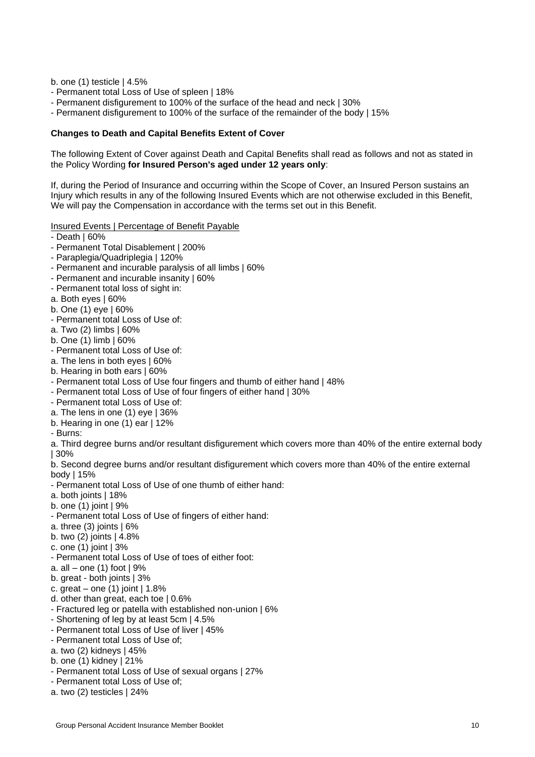b. one (1) testicle | 4.5%
- Permanent total Loss of Use of spleen | 18%
- Permanent disfigurement to 100% of the surface of the head and neck | 30%
- Permanent disfigurement to 100% of the surface of the remainder of the body | 15%

**Changes to Death and Capital Benefits Extent of Cover**

The following Extent of Cover against Death and Capital Benefits shall read as follows and not as stated in the Policy Wording **for Insured Person's aged under 12 years only**:

If, during the Period of Insurance and occurring within the Scope of Cover, an Insured Person sustains an Injury which results in any of the following Insured Events which are not otherwise excluded in this Benefit, We will pay the Compensation in accordance with the terms set out in this Benefit.

<u>Insured Events | Percentage of Benefit Payable</u>

- Death | 60%
- Permanent Total Disablement | 200%
- Paraplegia/Quadriplegia | 120%
- Permanent and incurable paralysis of all limbs | 60%
- Permanent and incurable insanity | 60%
- Permanent total loss of sight in:

a. Both eyes | 60%
b. One (1) eye | 60%
- Permanent total Loss of Use of:

a. Two (2) limbs | 60%
b. One (1) limb | 60%
- Permanent total Loss of Use of:

a. The lens in both eyes | 60%
b. Hearing in both ears | 60%
- Permanent total Loss of Use four fingers and thumb of either hand | 48%
- Permanent total Loss of Use of four fingers of either hand | 30%
- Permanent total Loss of Use of:

a. The lens in one (1) eye | 36%
b. Hearing in one (1) ear | 12%
- Burns:

a. Third degree burns and/or resultant disfigurement which covers more than 40% of the entire external body | 30%
b. Second degree burns and/or resultant disfigurement which covers more than 40% of the entire external body | 15%
- Permanent total Loss of Use of one thumb of either hand:

a. both joints | 18%
b. one (1) joint | 9%
- Permanent total Loss of Use of fingers of either hand:

a. three (3) joints | 6%
b. two (2) joints | 4.8%
c. one (1) joint | 3%
- Permanent total Loss of Use of toes of either foot:

a. all – one (1) foot | 9%
b. great - both joints | 3%
c. great – one (1) joint | 1.8%
d. other than great, each toe | 0.6%
- Fractured leg or patella with established non-union | 6%
- Shortening of leg by at least 5cm | 4.5%
- Permanent total Loss of Use of liver | 45%
- Permanent total Loss of Use of;

a. two (2) kidneys | 45%
b. one (1) kidney | 21%
- Permanent total Loss of Use of sexual organs | 27%
- Permanent total Loss of Use of;

a. two (2) testicles | 24%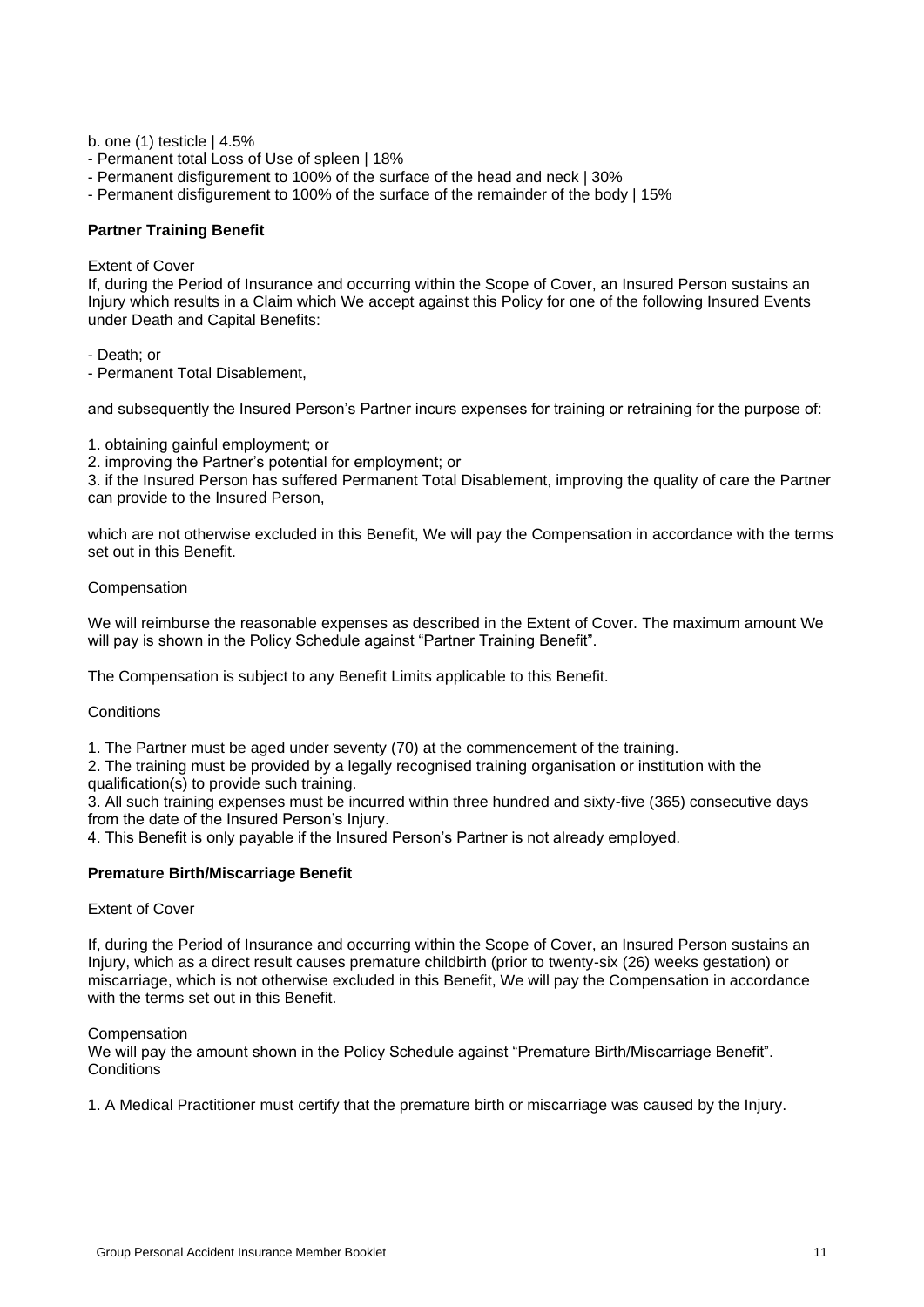b. one (1) testicle | 4.5%

- Permanent total Loss of Use of spleen | 18%
- Permanent disfigurement to 100% of the surface of the head and neck | 30%
- Permanent disfigurement to 100% of the surface of the remainder of the body | 15%

**Partner Training Benefit**

Extent of Cover

If, during the Period of Insurance and occurring within the Scope of Cover, an Insured Person sustains an Injury which results in a Claim which We accept against this Policy for one of the following Insured Events under Death and Capital Benefits:

- Death; or
- Permanent Total Disablement,

and subsequently the Insured Person's Partner incurs expenses for training or retraining for the purpose of:

1. obtaining gainful employment; or
2. improving the Partner's potential for employment; or
3. if the Insured Person has suffered Permanent Total Disablement, improving the quality of care the Partner can provide to the Insured Person,

which are not otherwise excluded in this Benefit, We will pay the Compensation in accordance with the terms set out in this Benefit.

Compensation

We will reimburse the reasonable expenses as described in the Extent of Cover. The maximum amount We will pay is shown in the Policy Schedule against "Partner Training Benefit".

The Compensation is subject to any Benefit Limits applicable to this Benefit.

Conditions

1. The Partner must be aged under seventy (70) at the commencement of the training.
2. The training must be provided by a legally recognised training organisation or institution with the qualification(s) to provide such training.
3. All such training expenses must be incurred within three hundred and sixty-five (365) consecutive days from the date of the Insured Person's Injury.
4. This Benefit is only payable if the Insured Person's Partner is not already employed.

**Premature Birth/Miscarriage Benefit**

Extent of Cover

If, during the Period of Insurance and occurring within the Scope of Cover, an Insured Person sustains an Injury, which as a direct result causes premature childbirth (prior to twenty-six (26) weeks gestation) or miscarriage, which is not otherwise excluded in this Benefit, We will pay the Compensation in accordance with the terms set out in this Benefit.

Compensation

We will pay the amount shown in the Policy Schedule against "Premature Birth/Miscarriage Benefit".

Conditions

1. A Medical Practitioner must certify that the premature birth or miscarriage was caused by the Injury.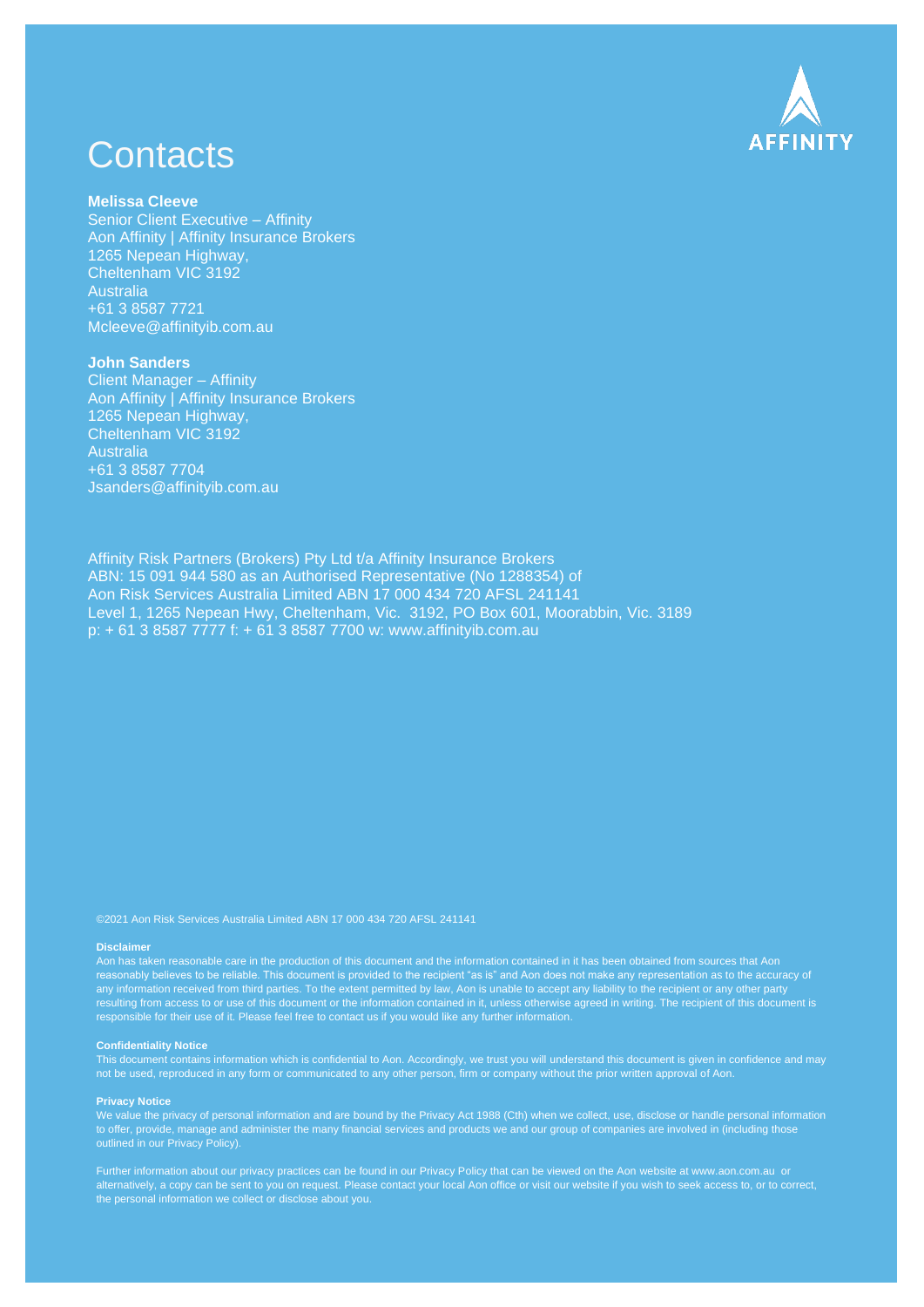# Contacts

**Melissa Cleeve**
Senior Client Executive – Affinity
Aon Affinity | Affinity Insurance Brokers
1265 Nepean Highway,
Cheltenham VIC 3192
Australia
+61 3 8587 7721
Mcleeve@affinityib.com.au

**John Sanders**
Client Manager – Affinity
Aon Affinity | Affinity Insurance Brokers
1265 Nepean Highway,
Cheltenham VIC 3192
Australia
+61 3 8587 7704
Jsanders@affinityib.com.au

Affinity Risk Partners (Brokers) Pty Ltd t/a Affinity Insurance Brokers
ABN: 15 091 944 580 as an Authorised Representative (No 1288354) of
Aon Risk Services Australia Limited ABN 17 000 434 720 AFSL 241141
Level 1, 1265 Nepean Hwy, Cheltenham, Vic. 3192, PO Box 601, Moorabbin, Vic. 3189
p: + 61 3 8587 7777 f: + 61 3 8587 7700 w: www.affinityib.com.au

©2021 Aon Risk Services Australia Limited ABN 17 000 434 720 AFSL 241141

**Disclaimer**

Aon has taken reasonable care in the production of this document and the information contained in it has been obtained from sources that Aon reasonably believes to be reliable. This document is provided to the recipient "as is" and Aon does not make any representation as to the accuracy of any information received from third parties. To the extent permitted by law, Aon is unable to accept any liability to the recipient or any other party resulting from access to or use of this document or the information contained in it, unless otherwise agreed in writing. The recipient of this document is responsible for their use of it. Please feel free to contact us if you would like any further information.

**Confidentiality Notice**

This document contains information which is confidential to Aon. Accordingly, we trust you will understand this document is given in confidence and may not be used, reproduced in any form or communicated to any other person, firm or company without the prior written approval of Aon.

**Privacy Notice**

We value the privacy of personal information and are bound by the Privacy Act 1988 (Cth) when we collect, use, disclose or handle personal information to offer, provide, manage and administer the many financial services and products we and our group of companies are involved in (including those outlined in our Privacy Policy).

Further information about our privacy practices can be found in our Privacy Policy that can be viewed on the Aon website at www.aon.com.au or alternatively, a copy can be sent to you on request. Please contact your local Aon office or visit our website if you wish to seek access to, or to correct, the personal information we collect or disclose about you.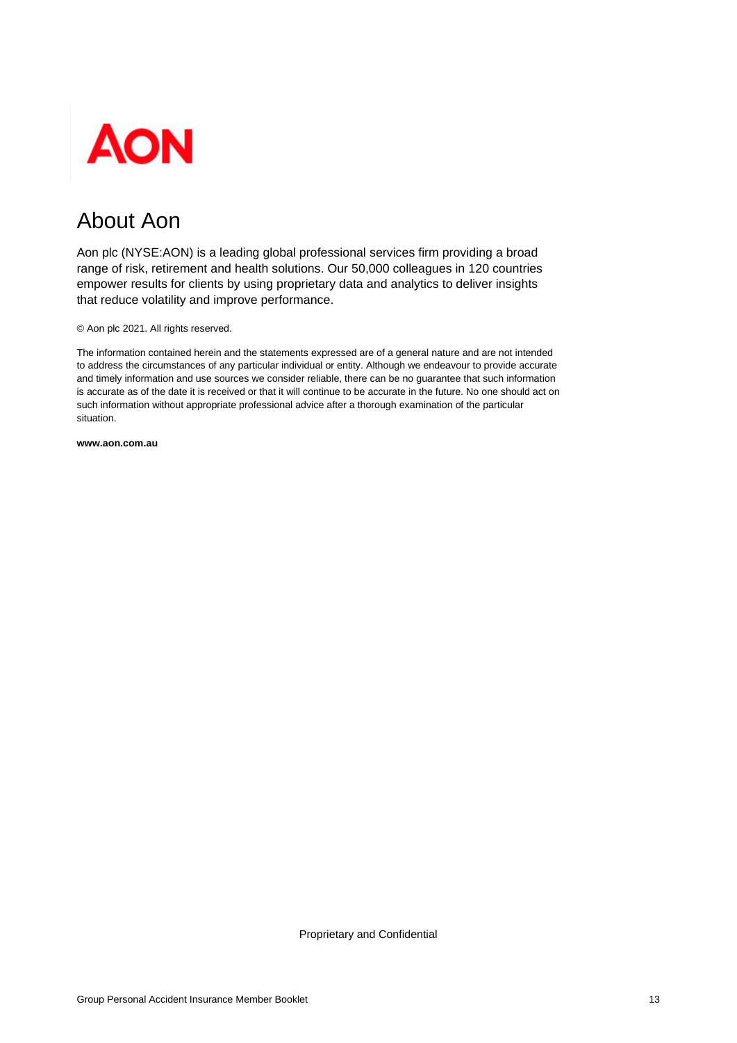AON

## About Aon

Aon plc (NYSE:AON) is a leading global professional services firm providing a broad range of risk, retirement and health solutions. Our 50,000 colleagues in 120 countries empower results for clients by using proprietary data and analytics to deliver insights that reduce volatility and improve performance.

© Aon plc 2021. All rights reserved.

The information contained herein and the statements expressed are of a general nature and are not intended to address the circumstances of any particular individual or entity. Although we endeavour to provide accurate and timely information and use sources we consider reliable, there can be no guarantee that such information is accurate as of the date it is received or that it will continue to be accurate in the future. No one should act on such information without appropriate professional advice after a thorough examination of the particular situation.

**www.aon.com.au**

Proprietary and Confidential